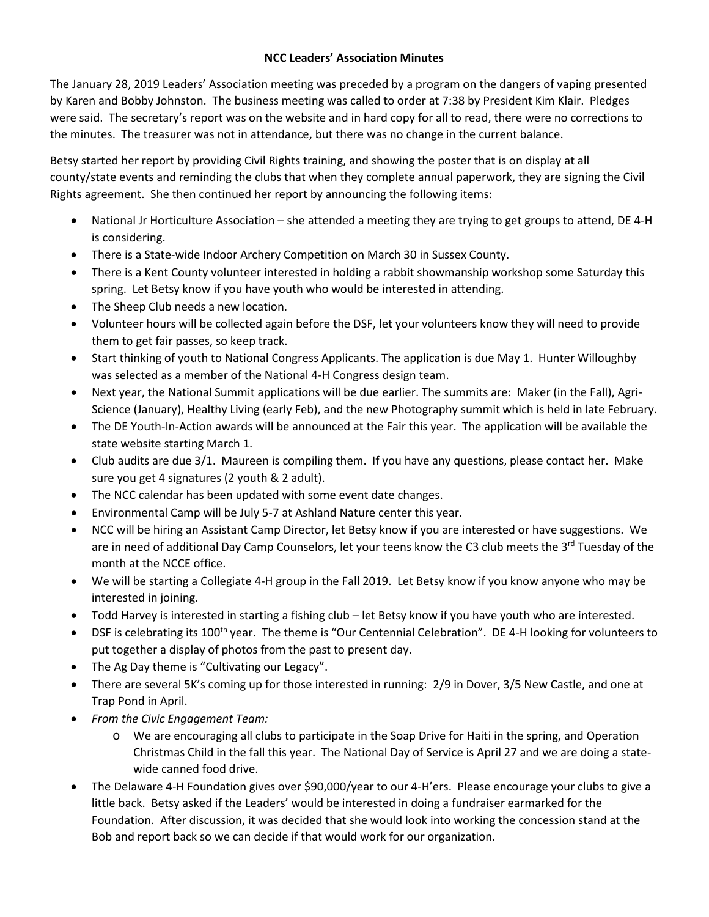**NCC Leaders' Association Minutes**

The January 28, 2019 Leaders' Association meeting was preceded by a program on the dangers of vaping presented by Karen and Bobby Johnston. The business meeting was called to order at 7:38 by President Kim Klair. Pledges were said. The secretary's report was on the website and in hard copy for all to read, there were no corrections to the minutes. The treasurer was not in attendance, but there was no change in the current balance.

Betsy started her report by providing Civil Rights training, and showing the poster that is on display at all county/state events and reminding the clubs that when they complete annual paperwork, they are signing the Civil Rights agreement. She then continued her report by announcing the following items:

- National Jr Horticulture Association – she attended a meeting they are trying to get groups to attend, DE 4-H is considering.
- There is a State-wide Indoor Archery Competition on March 30 in Sussex County.
- There is a Kent County volunteer interested in holding a rabbit showmanship workshop some Saturday this spring. Let Betsy know if you have youth who would be interested in attending.
- The Sheep Club needs a new location.
- Volunteer hours will be collected again before the DSF, let your volunteers know they will need to provide them to get fair passes, so keep track.
- Start thinking of youth to National Congress Applicants. The application is due May 1. Hunter Willoughby was selected as a member of the National 4-H Congress design team.
- Next year, the National Summit applications will be due earlier. The summits are: Maker (in the Fall), Agri-Science (January), Healthy Living (early Feb), and the new Photography summit which is held in late February.
- The DE Youth-In-Action awards will be announced at the Fair this year. The application will be available the state website starting March 1.
- Club audits are due 3/1. Maureen is compiling them. If you have any questions, please contact her. Make sure you get 4 signatures (2 youth & 2 adult).
- The NCC calendar has been updated with some event date changes.
- Environmental Camp will be July 5-7 at Ashland Nature center this year.
- NCC will be hiring an Assistant Camp Director, let Betsy know if you are interested or have suggestions. We are in need of additional Day Camp Counselors, let your teens know the C3 club meets the 3rd Tuesday of the month at the NCCE office.
- We will be starting a Collegiate 4-H group in the Fall 2019. Let Betsy know if you know anyone who may be interested in joining.
- Todd Harvey is interested in starting a fishing club – let Betsy know if you have youth who are interested.
- DSF is celebrating its 100th year. The theme is "Our Centennial Celebration". DE 4-H looking for volunteers to put together a display of photos from the past to present day.
- The Ag Day theme is "Cultivating our Legacy".
- There are several 5K's coming up for those interested in running: 2/9 in Dover, 3/5 New Castle, and one at Trap Pond in April.
- *From the Civic Engagement Team:*
  - We are encouraging all clubs to participate in the Soap Drive for Haiti in the spring, and Operation Christmas Child in the fall this year. The National Day of Service is April 27 and we are doing a state-wide canned food drive.
- The Delaware 4-H Foundation gives over $90,000/year to our 4-H'ers. Please encourage your clubs to give a little back. Betsy asked if the Leaders' would be interested in doing a fundraiser earmarked for the Foundation. After discussion, it was decided that she would look into working the concession stand at the Bob and report back so we can decide if that would work for our organization.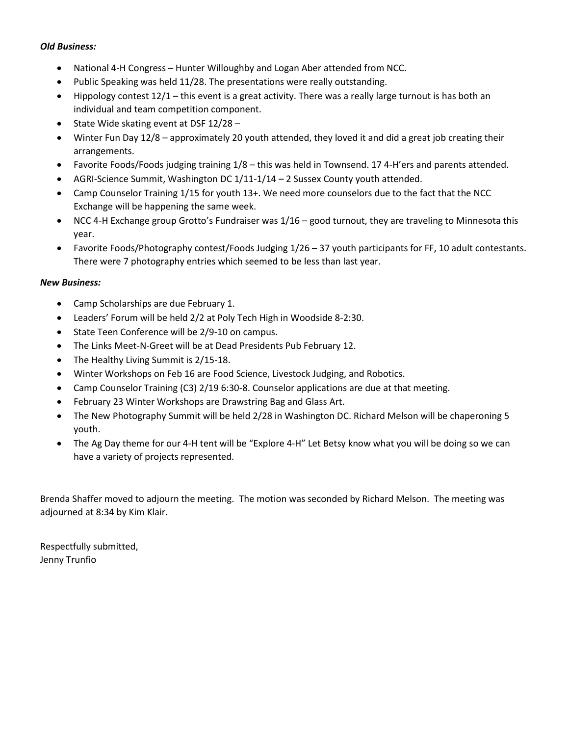***Old Business:***

- National 4-H Congress – Hunter Willoughby and Logan Aber attended from NCC.
- Public Speaking was held 11/28. The presentations were really outstanding.
- Hippology contest 12/1 – this event is a great activity. There was a really large turnout is has both an individual and team competition component.
- State Wide skating event at DSF 12/28 –
- Winter Fun Day 12/8 – approximately 20 youth attended, they loved it and did a great job creating their arrangements.
- Favorite Foods/Foods judging training 1/8 – this was held in Townsend. 17 4-H'ers and parents attended.
- AGRI-Science Summit, Washington DC 1/11-1/14 – 2 Sussex County youth attended.
- Camp Counselor Training 1/15 for youth 13+. We need more counselors due to the fact that the NCC Exchange will be happening the same week.
- NCC 4-H Exchange group Grotto's Fundraiser was 1/16 – good turnout, they are traveling to Minnesota this year.
- Favorite Foods/Photography contest/Foods Judging 1/26 – 37 youth participants for FF, 10 adult contestants. There were 7 photography entries which seemed to be less than last year.

***New Business:***

- Camp Scholarships are due February 1.
- Leaders' Forum will be held 2/2 at Poly Tech High in Woodside 8-2:30.
- State Teen Conference will be 2/9-10 on campus.
- The Links Meet-N-Greet will be at Dead Presidents Pub February 12.
- The Healthy Living Summit is 2/15-18.
- Winter Workshops on Feb 16 are Food Science, Livestock Judging, and Robotics.
- Camp Counselor Training (C3) 2/19 6:30-8. Counselor applications are due at that meeting.
- February 23 Winter Workshops are Drawstring Bag and Glass Art.
- The New Photography Summit will be held 2/28 in Washington DC. Richard Melson will be chaperoning 5 youth.
- The Ag Day theme for our 4-H tent will be "Explore 4-H" Let Betsy know what you will be doing so we can have a variety of projects represented.

Brenda Shaffer moved to adjourn the meeting. The motion was seconded by Richard Melson. The meeting was adjourned at 8:34 by Kim Klair.

Respectfully submitted,
Jenny Trunfio